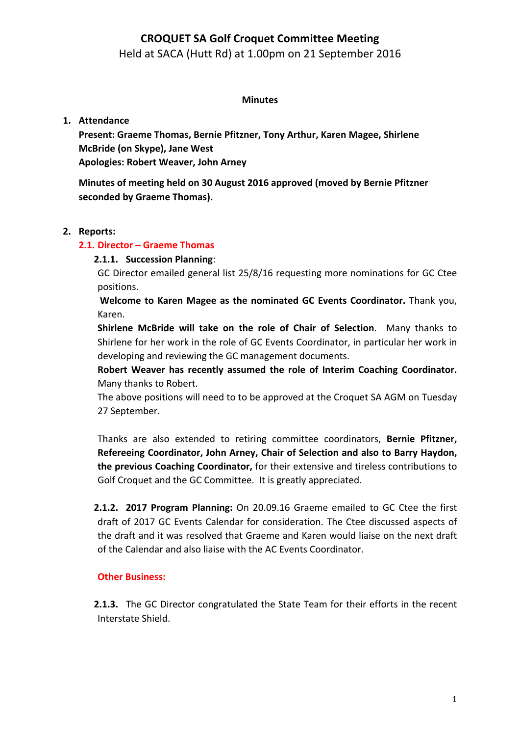# CROQUET SA Golf Croquet Committee Meeting

Held at SACA (Hutt Rd) at 1.00pm on 21 September 2016

**Minutes**

1. **Attendance**

   **Present: Graeme Thomas, Bernie Pfitzner, Tony Arthur, Karen Magee, Shirlene McBride (on Skype), Jane West**

   **Apologies: Robert Weaver, John Arney**

   **Minutes of meeting held on 30 August 2016 approved (moved by Bernie Pfitzner seconded by Graeme Thomas).**

2. **Reports:**

### 2.1. Director – Graeme Thomas

#### 2.1.1. Succession Planning:

GC Director emailed general list 25/8/16 requesting more nominations for GC Ctee positions.

**Welcome to Karen Magee as the nominated GC Events Coordinator.** Thank you, Karen.

**Shirlene McBride will take on the role of Chair of Selection**. Many thanks to Shirlene for her work in the role of GC Events Coordinator, in particular her work in developing and reviewing the GC management documents.

**Robert Weaver has recently assumed the role of Interim Coaching Coordinator.** Many thanks to Robert.

The above positions will need to to be approved at the Croquet SA AGM on Tuesday 27 September.

Thanks are also extended to retiring committee coordinators, **Bernie Pfitzner, Refereeing Coordinator, John Arney, Chair of Selection and also to Barry Haydon, the previous Coaching Coordinator,** for their extensive and tireless contributions to Golf Croquet and the GC Committee. It is greatly appreciated.

#### 2.1.2. 2017 Program Planning:

On 20.09.16 Graeme emailed to GC Ctee the first draft of 2017 GC Events Calendar for consideration. The Ctee discussed aspects of the draft and it was resolved that Graeme and Karen would liaise on the next draft of the Calendar and also liaise with the AC Events Coordinator.

### Other Business:

#### 2.1.3.

The GC Director congratulated the State Team for their efforts in the recent Interstate Shield.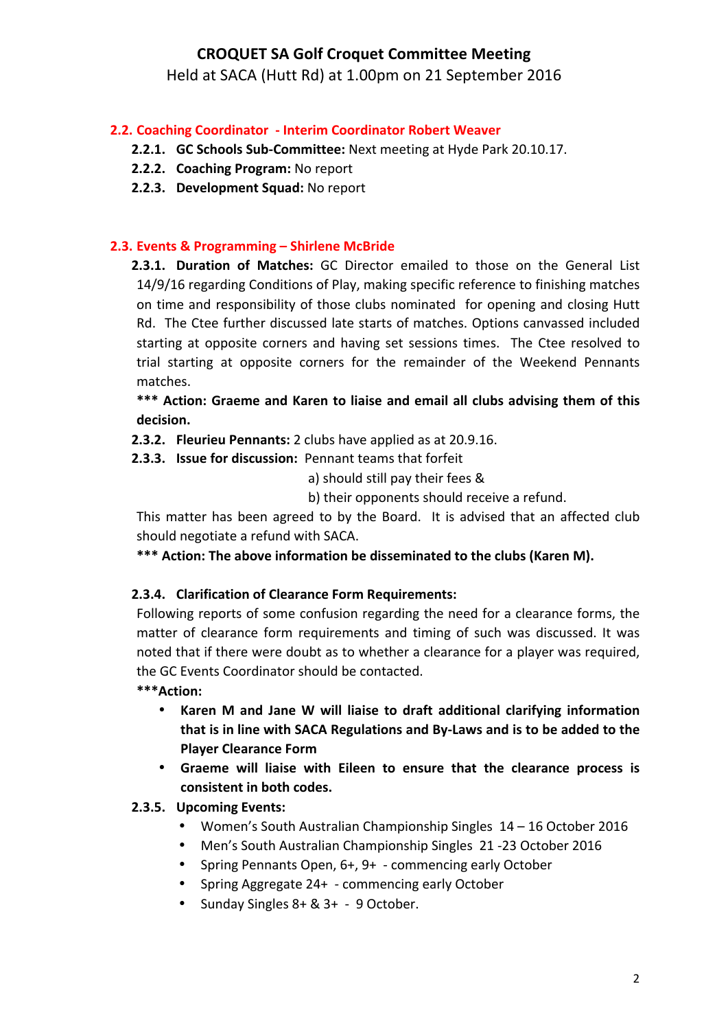# CROQUET SA Golf Croquet Committee Meeting

Held at SACA (Hutt Rd) at 1.00pm on 21 September 2016

## 2.2. Coaching Coordinator - Interim Coordinator Robert Weaver

- **2.2.1. GC Schools Sub-Committee:** Next meeting at Hyde Park 20.10.17.
- **2.2.2. Coaching Program:** No report
- **2.2.3. Development Squad:** No report

## 2.3. Events & Programming – Shirlene McBride

**2.3.1. Duration of Matches:** GC Director emailed to those on the General List 14/9/16 regarding Conditions of Play, making specific reference to finishing matches on time and responsibility of those clubs nominated for opening and closing Hutt Rd. The Ctee further discussed late starts of matches. Options canvassed included starting at opposite corners and having set sessions times. The Ctee resolved to trial starting at opposite corners for the remainder of the Weekend Pennants matches.

**\*\*\* Action: Graeme and Karen to liaise and email all clubs advising them of this decision.**

**2.3.2. Fleurieu Pennants:** 2 clubs have applied as at 20.9.16.

**2.3.3. Issue for discussion:** Pennant teams that forfeit

a) should still pay their fees &

b) their opponents should receive a refund.

This matter has been agreed to by the Board. It is advised that an affected club should negotiate a refund with SACA.

**\*\*\* Action: The above information be disseminated to the clubs (Karen M).**

**2.3.4. Clarification of Clearance Form Requirements:**

Following reports of some confusion regarding the need for a clearance forms, the matter of clearance form requirements and timing of such was discussed. It was noted that if there were doubt as to whether a clearance for a player was required, the GC Events Coordinator should be contacted.

**\*\*\*Action:**

- **Karen M and Jane W will liaise to draft additional clarifying information that is in line with SACA Regulations and By-Laws and is to be added to the Player Clearance Form**
- **Graeme will liaise with Eileen to ensure that the clearance process is consistent in both codes.**

**2.3.5. Upcoming Events:**

- Women's South Australian Championship Singles 14 – 16 October 2016
- Men's South Australian Championship Singles 21 -23 October 2016
- Spring Pennants Open, 6+, 9+ - commencing early October
- Spring Aggregate 24+ - commencing early October
- Sunday Singles 8+ & 3+ - 9 October.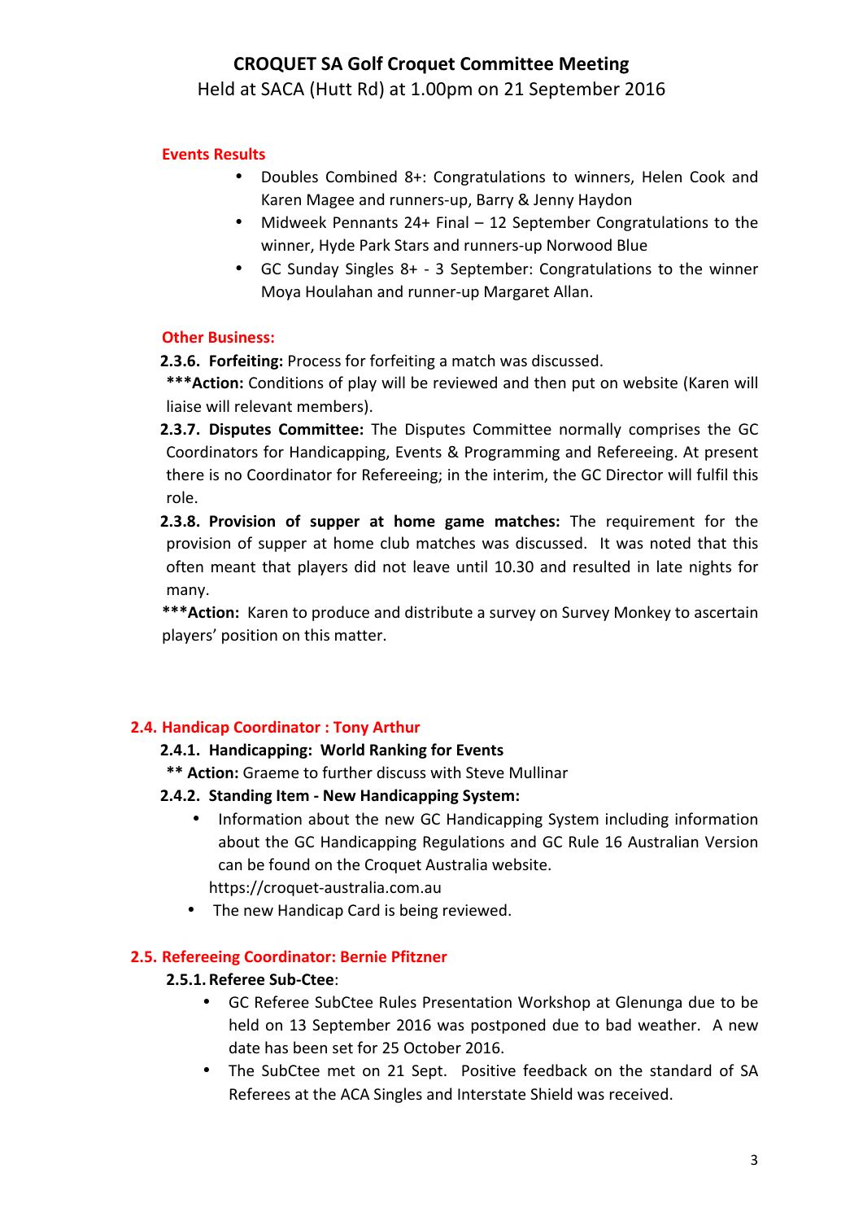# CROQUET SA Golf Croquet Committee Meeting

Held at SACA (Hutt Rd) at 1.00pm on 21 September 2016

### Events Results

- Doubles Combined 8+: Congratulations to winners, Helen Cook and Karen Magee and runners-up, Barry & Jenny Haydon
- Midweek Pennants 24+ Final – 12 September Congratulations to the winner, Hyde Park Stars and runners-up Norwood Blue
- GC Sunday Singles 8+ - 3 September: Congratulations to the winner Moya Houlahan and runner-up Margaret Allan.

### Other Business:

**2.3.6. Forfeiting:** Process for forfeiting a match was discussed.

*****Action:** Conditions of play will be reviewed and then put on website (Karen will liaise will relevant members).

**2.3.7. Disputes Committee:** The Disputes Committee normally comprises the GC Coordinators for Handicapping, Events & Programming and Refereeing. At present there is no Coordinator for Refereeing; in the interim, the GC Director will fulfil this role.

**2.3.8. Provision of supper at home game matches:** The requirement for the provision of supper at home club matches was discussed. It was noted that this often meant that players did not leave until 10.30 and resulted in late nights for many.

*****Action:** Karen to produce and distribute a survey on Survey Monkey to ascertain players' position on this matter.

## 2.4. Handicap Coordinator : Tony Arthur

**2.4.1. Handicapping: World Ranking for Events**

**** Action:** Graeme to further discuss with Steve Mullinar

**2.4.2. Standing Item - New Handicapping System:**

- Information about the new GC Handicapping System including information about the GC Handicapping Regulations and GC Rule 16 Australian Version can be found on the Croquet Australia website. https://croquet-australia.com.au
- The new Handicap Card is being reviewed.

## 2.5. Refereeing Coordinator: Bernie Pfitzner

**2.5.1. Referee Sub-Ctee**:

- GC Referee SubCtee Rules Presentation Workshop at Glenunga due to be held on 13 September 2016 was postponed due to bad weather. A new date has been set for 25 October 2016.
- The SubCtee met on 21 Sept. Positive feedback on the standard of SA Referees at the ACA Singles and Interstate Shield was received.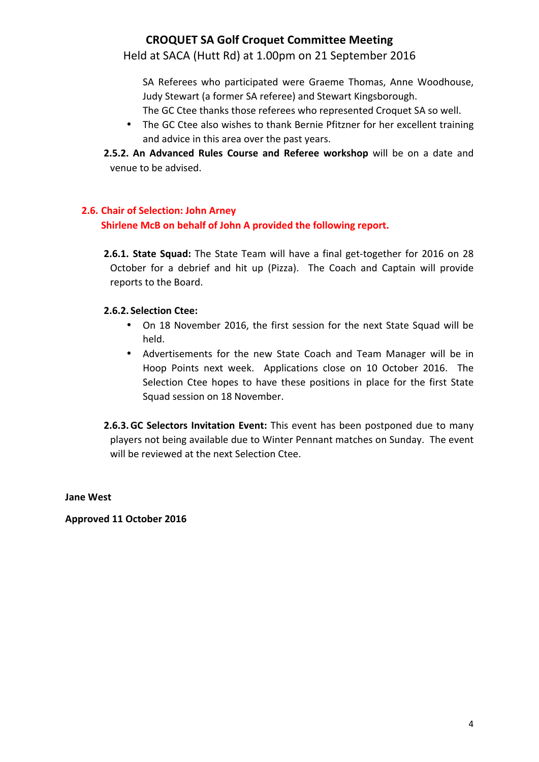SA Referees who participated were Graeme Thomas, Anne Woodhouse, Judy Stewart (a former SA referee) and Stewart Kingsborough.
The GC Ctee thanks those referees who represented Croquet SA so well.

- The GC Ctee also wishes to thank Bernie Pfitzner for her excellent training and advice in this area over the past years.

**2.5.2. An Advanced Rules Course and Referee workshop** will be on a date and venue to be advised.

## 2.6. Chair of Selection: John Arney

**Shirlene McB on behalf of John A provided the following report.**

**2.6.1. State Squad:** The State Team will have a final get-together for 2016 on 28 October for a debrief and hit up (Pizza). The Coach and Captain will provide reports to the Board.

**2.6.2. Selection Ctee:**

- On 18 November 2016, the first session for the next State Squad will be held.
- Advertisements for the new State Coach and Team Manager will be in Hoop Points next week. Applications close on 10 October 2016. The Selection Ctee hopes to have these positions in place for the first State Squad session on 18 November.

**2.6.3. GC Selectors Invitation Event:** This event has been postponed due to many players not being available due to Winter Pennant matches on Sunday. The event will be reviewed at the next Selection Ctee.

**Jane West**

**Approved 11 October 2016**